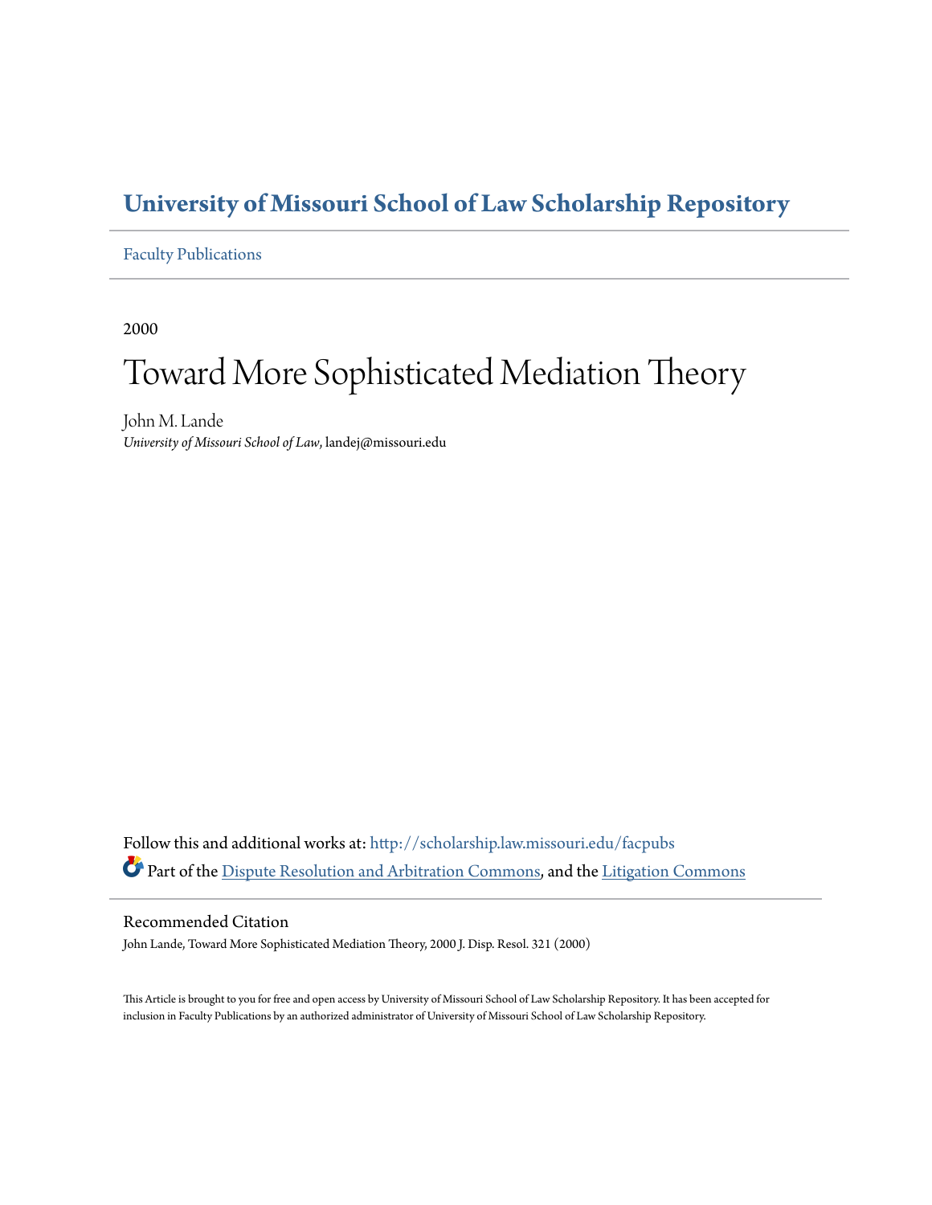# University of Missouri School of Law Scholarship Repository

Faculty Publications

2000

## Toward More Sophisticated Mediation Theory

John M. Lande
*University of Missouri School of Law*, landej@missouri.edu

Follow this and additional works at: http://scholarship.law.missouri.edu/facpubs

Part of the Dispute Resolution and Arbitration Commons, and the Litigation Commons

Recommended Citation

John Lande, Toward More Sophisticated Mediation Theory, 2000 J. Disp. Resol. 321 (2000)

This Article is brought to you for free and open access by University of Missouri School of Law Scholarship Repository. It has been accepted for inclusion in Faculty Publications by an authorized administrator of University of Missouri School of Law Scholarship Repository.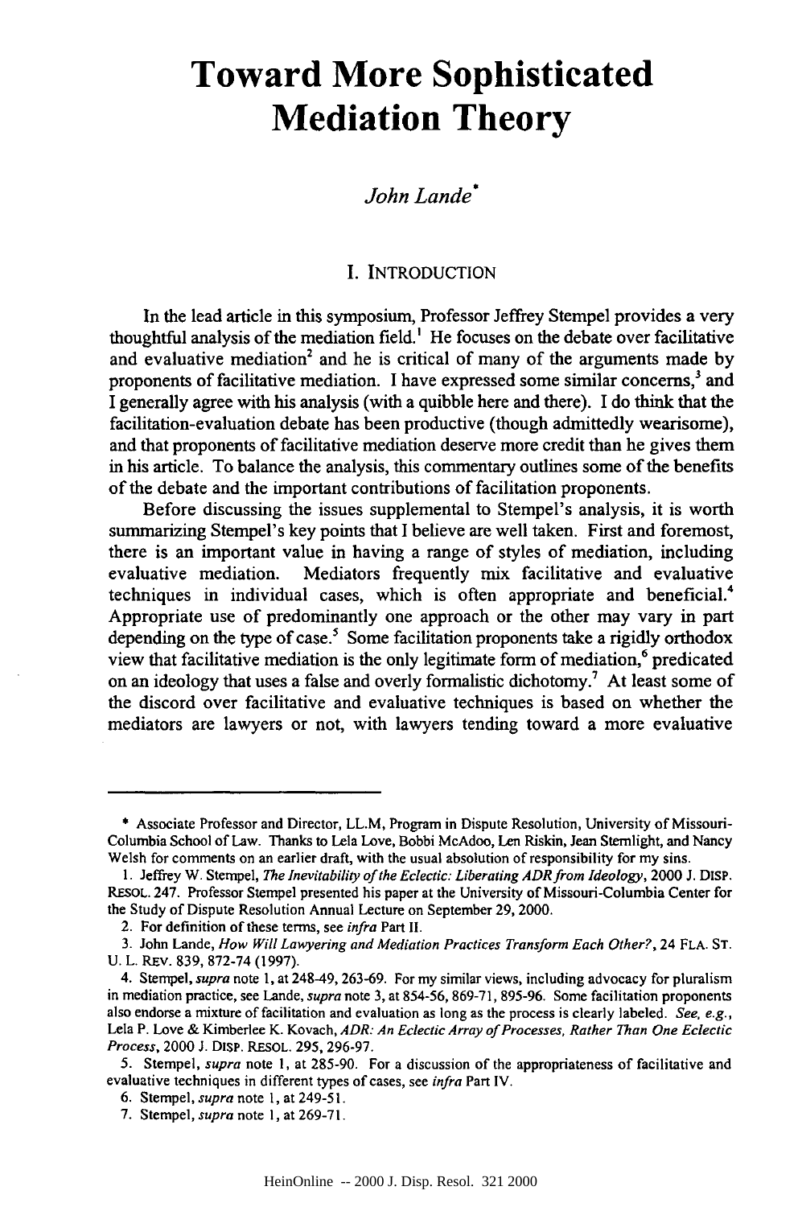# Toward More Sophisticated Mediation Theory

*John Lande*[*]

## I. INTRODUCTION

In the lead article in this symposium, Professor Jeffrey Stempel provides a very thoughtful analysis of the mediation field.[1] He focuses on the debate over facilitative and evaluative mediation[2] and he is critical of many of the arguments made by proponents of facilitative mediation. I have expressed some similar concerns,[3] and I generally agree with his analysis (with a quibble here and there). I do think that the facilitation-evaluation debate has been productive (though admittedly wearisome), and that proponents of facilitative mediation deserve more credit than he gives them in his article. To balance the analysis, this commentary outlines some of the benefits of the debate and the important contributions of facilitation proponents.

Before discussing the issues supplemental to Stempel's analysis, it is worth summarizing Stempel's key points that I believe are well taken. First and foremost, there is an important value in having a range of styles of mediation, including evaluative mediation. Mediators frequently mix facilitative and evaluative techniques in individual cases, which is often appropriate and beneficial.[4] Appropriate use of predominantly one approach or the other may vary in part depending on the type of case.[5] Some facilitation proponents take a rigidly orthodox view that facilitative mediation is the only legitimate form of mediation,[6] predicated on an ideology that uses a false and overly formalistic dichotomy.[7] At least some of the discord over facilitative and evaluative techniques is based on whether the mediators are lawyers or not, with lawyers tending toward a more evaluative

---

\* Associate Professor and Director, LL.M, Program in Dispute Resolution, University of Missouri-Columbia School of Law. Thanks to Lela Love, Bobbi McAdoo, Len Riskin, Jean Sternlight, and Nancy Welsh for comments on an earlier draft, with the usual absolution of responsibility for my sins.

1. Jeffrey W. Stempel, *The Inevitability of the Eclectic: Liberating ADR from Ideology*, 2000 J. DISP. RESOL. 247. Professor Stempel presented his paper at the University of Missouri-Columbia Center for the Study of Dispute Resolution Annual Lecture on September 29, 2000.

2. For definition of these terms, see *infra* Part II.

3. John Lande, *How Will Lawyering and Mediation Practices Transform Each Other?*, 24 FLA. ST. U. L. REV. 839, 872-74 (1997).

4. Stempel, *supra* note 1, at 248-49, 263-69. For my similar views, including advocacy for pluralism in mediation practice, see Lande, *supra* note 3, at 854-56, 869-71, 895-96. Some facilitation proponents also endorse a mixture of facilitation and evaluation as long as the process is clearly labeled. *See, e.g.*, Lela P. Love & Kimberlee K. Kovach, *ADR: An Eclectic Array of Processes, Rather Than One Eclectic Process*, 2000 J. DISP. RESOL. 295, 296-97.

5. Stempel, *supra* note 1, at 285-90. For a discussion of the appropriateness of facilitative and evaluative techniques in different types of cases, see *infra* Part IV.

6. Stempel, *supra* note 1, at 249-51.

7. Stempel, *supra* note 1, at 269-71.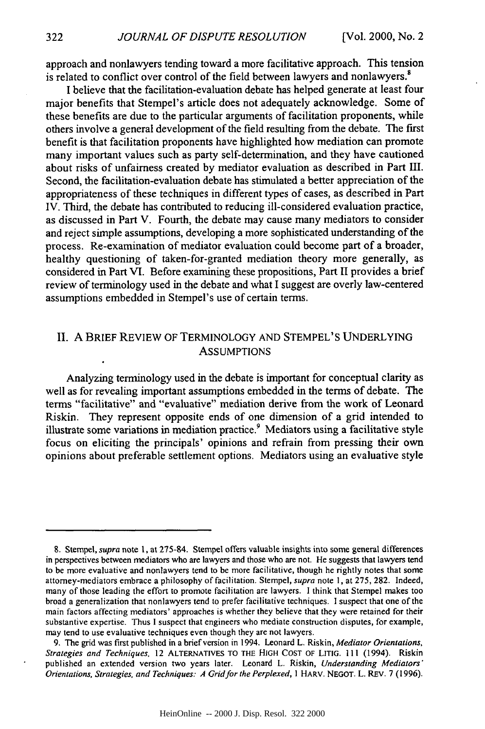approach and nonlawyers tending toward a more facilitative approach. This tension is related to conflict over control of the field between lawyers and nonlawyers.[8]

I believe that the facilitation-evaluation debate has helped generate at least four major benefits that Stempel's article does not adequately acknowledge. Some of these benefits are due to the particular arguments of facilitation proponents, while others involve a general development of the field resulting from the debate. The first benefit is that facilitation proponents have highlighted how mediation can promote many important values such as party self-determination, and they have cautioned about risks of unfairness created by mediator evaluation as described in Part III. Second, the facilitation-evaluation debate has stimulated a better appreciation of the appropriateness of these techniques in different types of cases, as described in Part IV. Third, the debate has contributed to reducing ill-considered evaluation practice, as discussed in Part V. Fourth, the debate may cause many mediators to consider and reject simple assumptions, developing a more sophisticated understanding of the process. Re-examination of mediator evaluation could become part of a broader, healthy questioning of taken-for-granted mediation theory more generally, as considered in Part VI. Before examining these propositions, Part II provides a brief review of terminology used in the debate and what I suggest are overly law-centered assumptions embedded in Stempel's use of certain terms.

## II. A BRIEF REVIEW OF TERMINOLOGY AND STEMPEL'S UNDERLYING ASSUMPTIONS

Analyzing terminology used in the debate is important for conceptual clarity as well as for revealing important assumptions embedded in the terms of debate. The terms "facilitative" and "evaluative" mediation derive from the work of Leonard Riskin. They represent opposite ends of one dimension of a grid intended to illustrate some variations in mediation practice.[9] Mediators using a facilitative style focus on eliciting the principals' opinions and refrain from pressing their own opinions about preferable settlement options. Mediators using an evaluative style

---

8. Stempel, *supra* note 1, at 275-84. Stempel offers valuable insights into some general differences in perspectives between mediators who are lawyers and those who are not. He suggests that lawyers tend to be more evaluative and nonlawyers tend to be more facilitative, though he rightly notes that some attorney-mediators embrace a philosophy of facilitation. Stempel, *supra* note 1, at 275, 282. Indeed, many of those leading the effort to promote facilitation are lawyers. I think that Stempel makes too broad a generalization that nonlawyers tend to prefer facilitative techniques. I suspect that one of the main factors affecting mediators' approaches is whether they believe that they were retained for their substantive expertise. Thus I suspect that engineers who mediate construction disputes, for example, may tend to use evaluative techniques even though they are not lawyers.

9. The grid was first published in a brief version in 1994. Leonard L. Riskin, *Mediator Orientations, Strategies and Techniques*, 12 ALTERNATIVES TO THE HIGH COST OF LITIG. 111 (1994). Riskin published an extended version two years later. Leonard L. Riskin, *Understanding Mediators' Orientations, Strategies, and Techniques: A Grid for the Perplexed*, 1 HARV. NEGOT. L. REV. 7 (1996).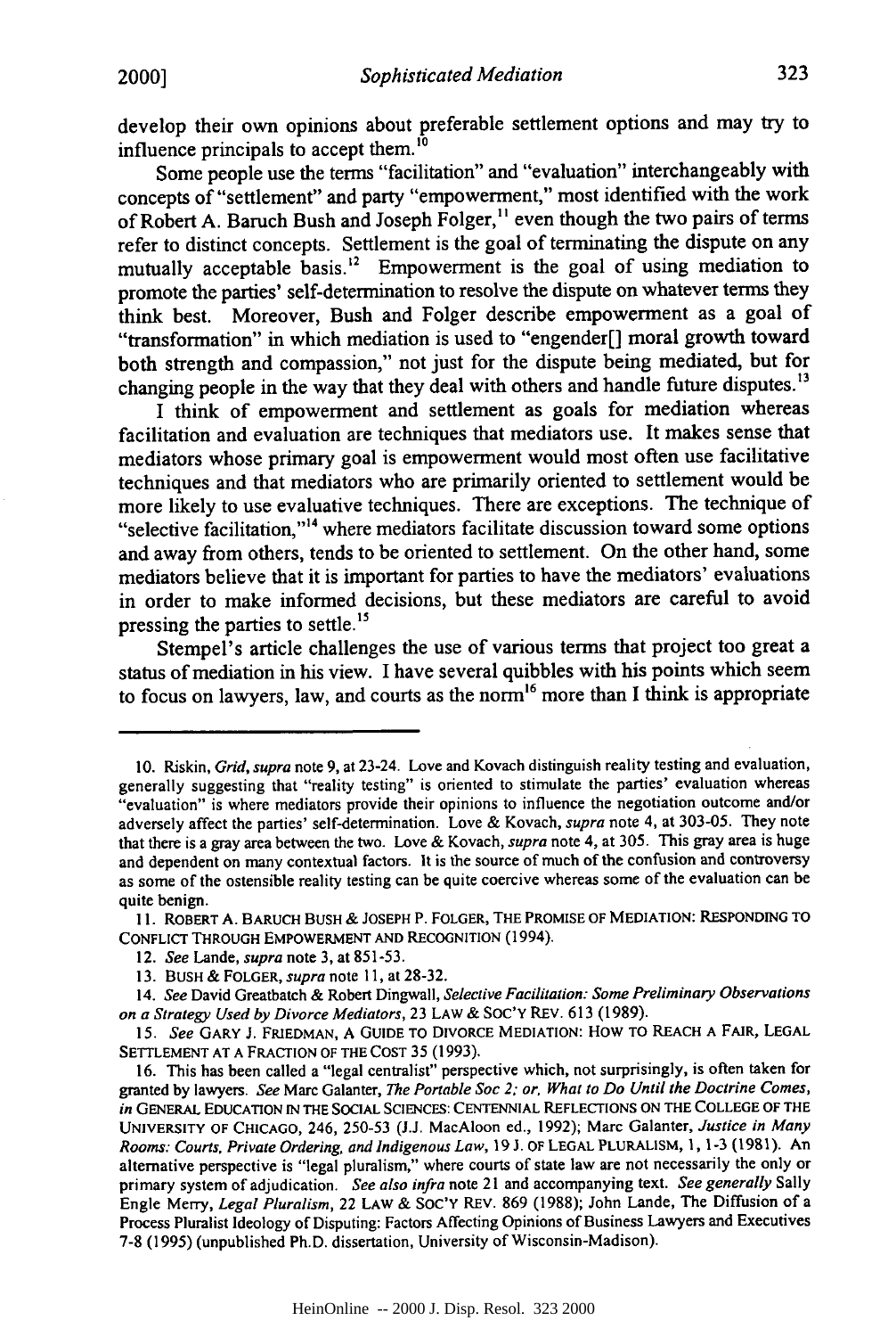develop their own opinions about preferable settlement options and may try to influence principals to accept them.[10]

Some people use the terms "facilitation" and "evaluation" interchangeably with concepts of "settlement" and party "empowerment," most identified with the work of Robert A. Baruch Bush and Joseph Folger,[11] even though the two pairs of terms refer to distinct concepts. Settlement is the goal of terminating the dispute on any mutually acceptable basis.[12] Empowerment is the goal of using mediation to promote the parties' self-determination to resolve the dispute on whatever terms they think best. Moreover, Bush and Folger describe empowerment as a goal of "transformation" in which mediation is used to "engender[] moral growth toward both strength and compassion," not just for the dispute being mediated, but for changing people in the way that they deal with others and handle future disputes.[13]

I think of empowerment and settlement as goals for mediation whereas facilitation and evaluation are techniques that mediators use. It makes sense that mediators whose primary goal is empowerment would most often use facilitative techniques and that mediators who are primarily oriented to settlement would be more likely to use evaluative techniques. There are exceptions. The technique of "selective facilitation,"[14] where mediators facilitate discussion toward some options and away from others, tends to be oriented to settlement. On the other hand, some mediators believe that it is important for parties to have the mediators' evaluations in order to make informed decisions, but these mediators are careful to avoid pressing the parties to settle.[15]

Stempel's article challenges the use of various terms that project too great a status of mediation in his view. I have several quibbles with his points which seem to focus on lawyers, law, and courts as the norm[16] more than I think is appropriate

---

10. Riskin, *Grid*, *supra* note 9, at 23-24. Love and Kovach distinguish reality testing and evaluation, generally suggesting that "reality testing" is oriented to stimulate the parties' evaluation whereas "evaluation" is where mediators provide their opinions to influence the negotiation outcome and/or adversely affect the parties' self-determination. Love & Kovach, *supra* note 4, at 303-05. They note that there is a gray area between the two. Love & Kovach, *supra* note 4, at 305. This gray area is huge and dependent on many contextual factors. It is the source of much of the confusion and controversy as some of the ostensible reality testing can be quite coercive whereas some of the evaluation can be quite benign.

11. ROBERT A. BARUCH BUSH & JOSEPH P. FOLGER, THE PROMISE OF MEDIATION: RESPONDING TO CONFLICT THROUGH EMPOWERMENT AND RECOGNITION (1994).

12. *See* Lande, *supra* note 3, at 851-53.

13. BUSH & FOLGER, *supra* note 11, at 28-32.

14. *See* David Greatbatch & Robert Dingwall, *Selective Facilitation: Some Preliminary Observations on a Strategy Used by Divorce Mediators*, 23 LAW & SOC'Y REV. 613 (1989).

15. *See* GARY J. FRIEDMAN, A GUIDE TO DIVORCE MEDIATION: HOW TO REACH A FAIR, LEGAL SETTLEMENT AT A FRACTION OF THE COST 35 (1993).

16. This has been called a "legal centralist" perspective which, not surprisingly, is often taken for granted by lawyers. *See* Marc Galanter, *The Portable Soc 2; or, What to Do Until the Doctrine Comes*, *in* GENERAL EDUCATION IN THE SOCIAL SCIENCES: CENTENNIAL REFLECTIONS ON THE COLLEGE OF THE UNIVERSITY OF CHICAGO, 246, 250-53 (J.J. MacAloon ed., 1992); Marc Galanter, *Justice in Many Rooms: Courts, Private Ordering, and Indigenous Law*, 19 J. OF LEGAL PLURALISM, 1, 1-3 (1981). An alternative perspective is "legal pluralism," where courts of state law are not necessarily the only or primary system of adjudication. *See also infra* note 21 and accompanying text. *See generally* Sally Engle Merry, *Legal Pluralism*, 22 LAW & SOC'Y REV. 869 (1988); John Lande, The Diffusion of a Process Pluralist Ideology of Disputing: Factors Affecting Opinions of Business Lawyers and Executives 7-8 (1995) (unpublished Ph.D. dissertation, University of Wisconsin-Madison).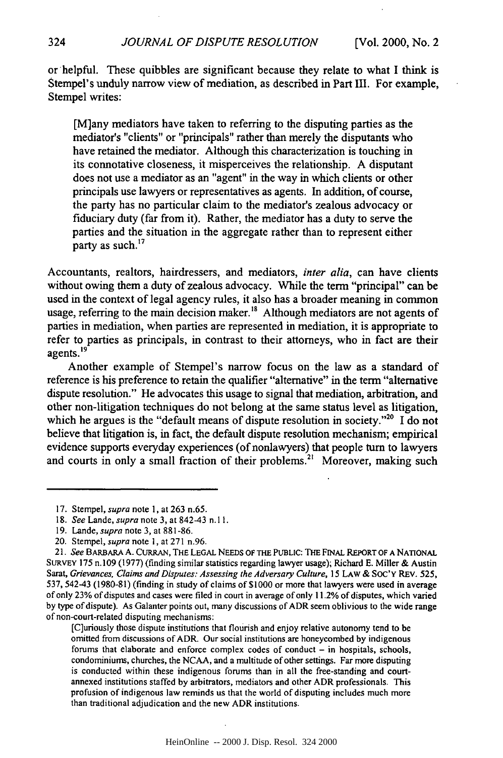or helpful. These quibbles are significant because they relate to what I think is Stempel's unduly narrow view of mediation, as described in Part III. For example, Stempel writes:

> [M]any mediators have taken to referring to the disputing parties as the mediator's "clients" or "principals" rather than merely the disputants who have retained the mediator. Although this characterization is touching in its connotative closeness, it misperceives the relationship. A disputant does not use a mediator as an "agent" in the way in which clients or other principals use lawyers or representatives as agents. In addition, of course, the party has no particular claim to the mediator's zealous advocacy or fiduciary duty (far from it). Rather, the mediator has a duty to serve the parties and the situation in the aggregate rather than to represent either party as such.[17]

Accountants, realtors, hairdressers, and mediators, *inter alia*, can have clients without owing them a duty of zealous advocacy. While the term "principal" can be used in the context of legal agency rules, it also has a broader meaning in common usage, referring to the main decision maker.[18] Although mediators are not agents of parties in mediation, when parties are represented in mediation, it is appropriate to refer to parties as principals, in contrast to their attorneys, who in fact are their agents.[19]

Another example of Stempel's narrow focus on the law as a standard of reference is his preference to retain the qualifier "alternative" in the term "alternative dispute resolution." He advocates this usage to signal that mediation, arbitration, and other non-litigation techniques do not belong at the same status level as litigation, which he argues is the "default means of dispute resolution in society."[20] I do not believe that litigation is, in fact, the default dispute resolution mechanism; empirical evidence supports everyday experiences (of nonlawyers) that people turn to lawyers and courts in only a small fraction of their problems.[21] Moreover, making such

---

17. Stempel, *supra* note 1, at 263 n.65.

18. *See* Lande, *supra* note 3, at 842-43 n.11.

19. Lande, *supra* note 3, at 881-86.

20. Stempel, *supra* note 1, at 271 n.96.

21. *See* BARBARA A. CURRAN, THE LEGAL NEEDS OF THE PUBLIC: THE FINAL REPORT OF A NATIONAL SURVEY 175 n.109 (1977) (finding similar statistics regarding lawyer usage); Richard E. Miller & Austin Sarat, *Grievances, Claims and Disputes: Assessing the Adversary Culture*, 15 LAW & SOC'Y REV. 525, 537, 542-43 (1980-81) (finding in study of claims of $1000 or more that lawyers were used in average of only 23% of disputes and cases were filed in court in average of only 11.2% of disputes, which varied by type of dispute). As Galanter points out, many discussions of ADR seem oblivious to the wide range of non-court-related disputing mechanisms:

> [C]uriously those dispute institutions that flourish and enjoy relative autonomy tend to be omitted from discussions of ADR. Our social institutions are honeycombed by indigenous forums that elaborate and enforce complex codes of conduct – in hospitals, schools, condominiums, churches, the NCAA, and a multitude of other settings. Far more disputing is conducted within these indigenous forums than in all the free-standing and court-annexed institutions staffed by arbitrators, mediators and other ADR professionals. This profusion of indigenous law reminds us that the world of disputing includes much more than traditional adjudication and the new ADR institutions.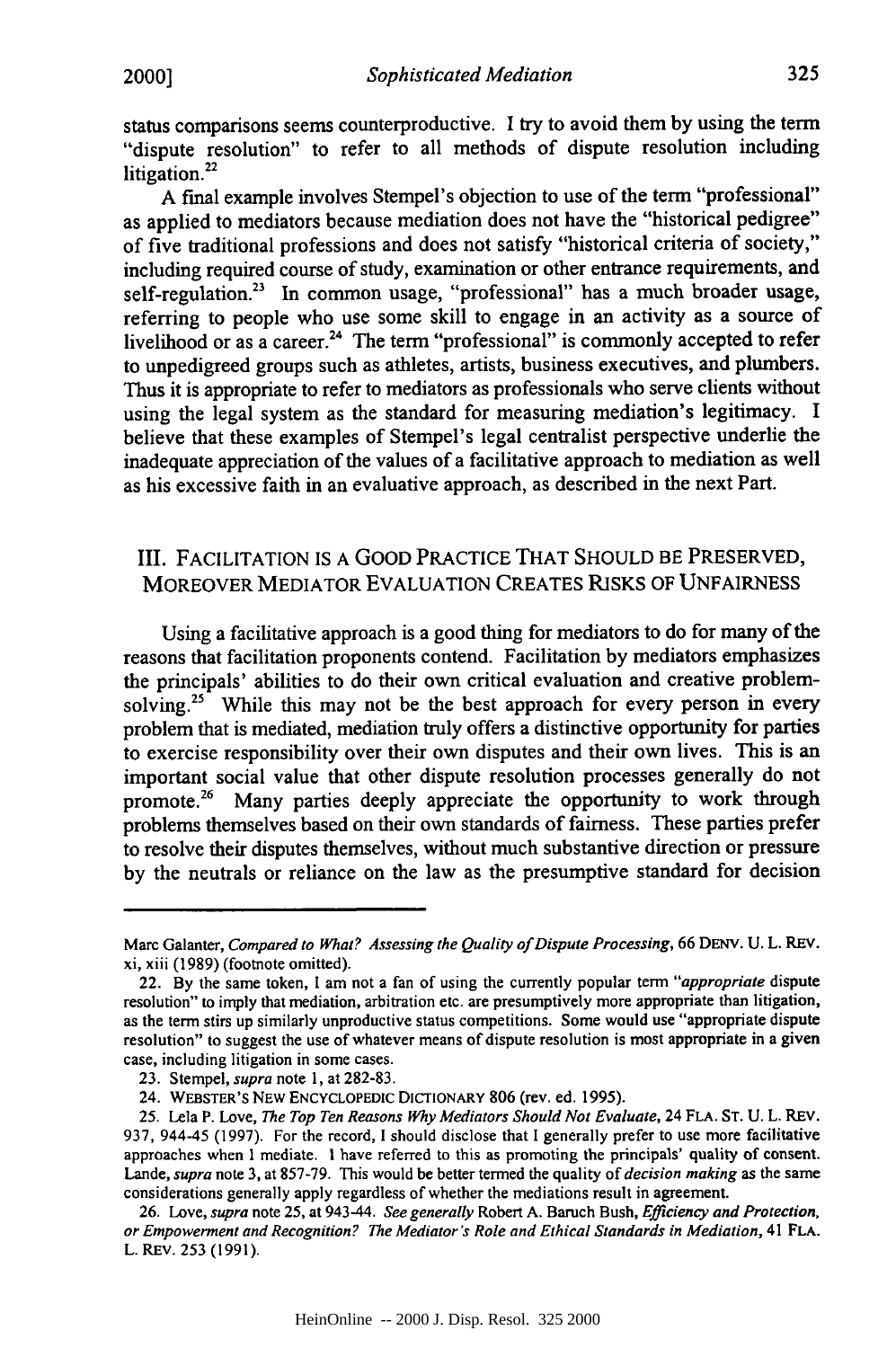status comparisons seems counterproductive. I try to avoid them by using the term "dispute resolution" to refer to all methods of dispute resolution including litigation.[22]

A final example involves Stempel's objection to use of the term "professional" as applied to mediators because mediation does not have the "historical pedigree" of five traditional professions and does not satisfy "historical criteria of society," including required course of study, examination or other entrance requirements, and self-regulation.[23] In common usage, "professional" has a much broader usage, referring to people who use some skill to engage in an activity as a source of livelihood or as a career.[24] The term "professional" is commonly accepted to refer to unpedigreed groups such as athletes, artists, business executives, and plumbers. Thus it is appropriate to refer to mediators as professionals who serve clients without using the legal system as the standard for measuring mediation's legitimacy. I believe that these examples of Stempel's legal centralist perspective underlie the inadequate appreciation of the values of a facilitative approach to mediation as well as his excessive faith in an evaluative approach, as described in the next Part.

## III. FACILITATION IS A GOOD PRACTICE THAT SHOULD BE PRESERVED, MOREOVER MEDIATOR EVALUATION CREATES RISKS OF UNFAIRNESS

Using a facilitative approach is a good thing for mediators to do for many of the reasons that facilitation proponents contend. Facilitation by mediators emphasizes the principals' abilities to do their own critical evaluation and creative problem-solving.[25] While this may not be the best approach for every person in every problem that is mediated, mediation truly offers a distinctive opportunity for parties to exercise responsibility over their own disputes and their own lives. This is an important social value that other dispute resolution processes generally do not promote.[26] Many parties deeply appreciate the opportunity to work through problems themselves based on their own standards of fairness. These parties prefer to resolve their disputes themselves, without much substantive direction or pressure by the neutrals or reliance on the law as the presumptive standard for decision

---

Marc Galanter, *Compared to What? Assessing the Quality of Dispute Processing*, 66 DENV. U. L. REV. xi, xiii (1989) (footnote omitted).

22. By the same token, I am not a fan of using the currently popular term "*appropriate* dispute resolution" to imply that mediation, arbitration etc. are presumptively more appropriate than litigation, as the term stirs up similarly unproductive status competitions. Some would use "appropriate dispute resolution" to suggest the use of whatever means of dispute resolution is most appropriate in a given case, including litigation in some cases.

23. Stempel, *supra* note 1, at 282-83.

24. WEBSTER'S NEW ENCYCLOPEDIC DICTIONARY 806 (rev. ed. 1995).

25. Lela P. Love, *The Top Ten Reasons Why Mediators Should Not Evaluate*, 24 FLA. ST. U. L. REV. 937, 944-45 (1997). For the record, I should disclose that I generally prefer to use more facilitative approaches when I mediate. I have referred to this as promoting the principals' quality of consent. Lande, *supra* note 3, at 857-79. This would be better termed the quality of *decision making* as the same considerations generally apply regardless of whether the mediations result in agreement.

26. Love, *supra* note 25, at 943-44. *See generally* Robert A. Baruch Bush, *Efficiency and Protection, or Empowerment and Recognition? The Mediator's Role and Ethical Standards in Mediation*, 41 FLA. L. REV. 253 (1991).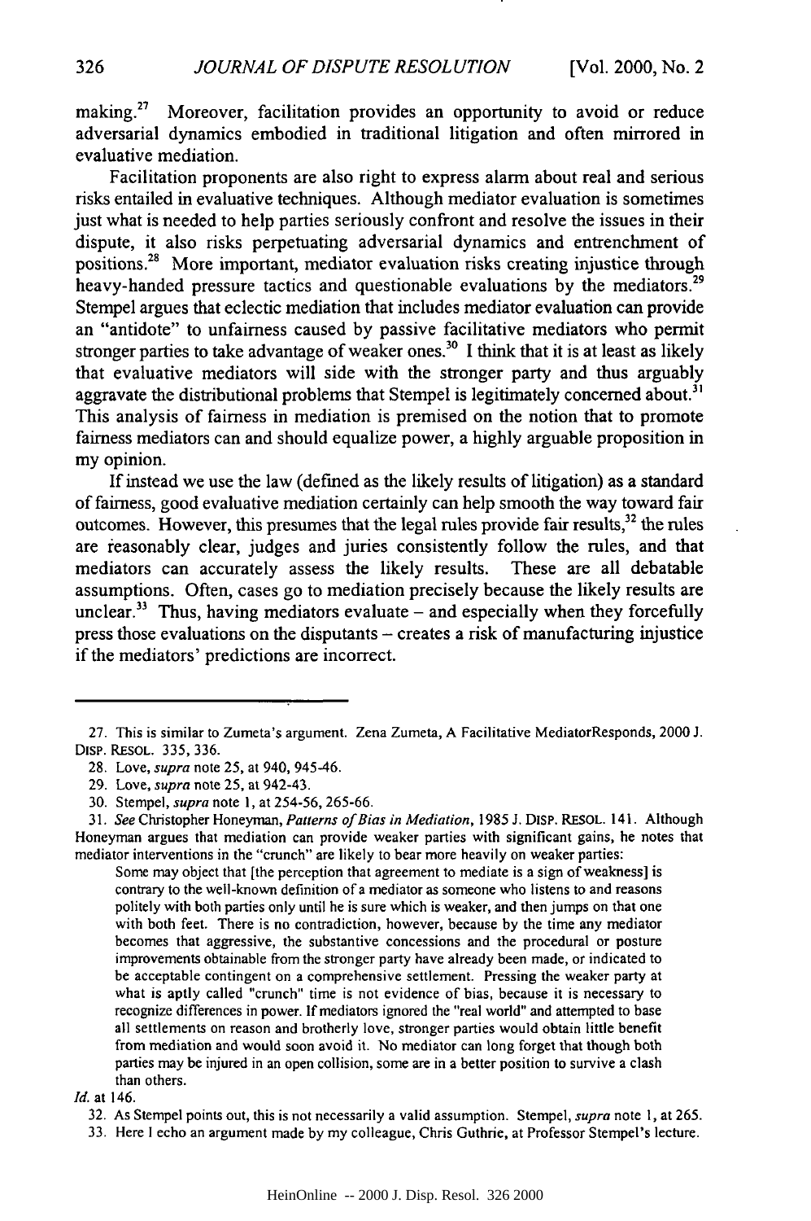making.[27] Moreover, facilitation provides an opportunity to avoid or reduce adversarial dynamics embodied in traditional litigation and often mirrored in evaluative mediation.

Facilitation proponents are also right to express alarm about real and serious risks entailed in evaluative techniques. Although mediator evaluation is sometimes just what is needed to help parties seriously confront and resolve the issues in their dispute, it also risks perpetuating adversarial dynamics and entrenchment of positions.[28] More important, mediator evaluation risks creating injustice through heavy-handed pressure tactics and questionable evaluations by the mediators.[29] Stempel argues that eclectic mediation that includes mediator evaluation can provide an "antidote" to unfairness caused by passive facilitative mediators who permit stronger parties to take advantage of weaker ones.[30] I think that it is at least as likely that evaluative mediators will side with the stronger party and thus arguably aggravate the distributional problems that Stempel is legitimately concerned about.[31] This analysis of fairness in mediation is premised on the notion that to promote fairness mediators can and should equalize power, a highly arguable proposition in my opinion.

If instead we use the law (defined as the likely results of litigation) as a standard of fairness, good evaluative mediation certainly can help smooth the way toward fair outcomes. However, this presumes that the legal rules provide fair results,[32] the rules are reasonably clear, judges and juries consistently follow the rules, and that mediators can accurately assess the likely results. These are all debatable assumptions. Often, cases go to mediation precisely because the likely results are unclear.[33] Thus, having mediators evaluate – and especially when they forcefully press those evaluations on the disputants – creates a risk of manufacturing injustice if the mediators' predictions are incorrect.

---

27. This is similar to Zumeta's argument. Zena Zumeta, A Facilitative MediatorResponds, 2000 J. DISP. RESOL. 335, 336.

28. Love, *supra* note 25, at 940, 945-46.

29. Love, *supra* note 25, at 942-43.

30. Stempel, *supra* note 1, at 254-56, 265-66.

31. *See* Christopher Honeyman, *Patterns of Bias in Mediation*, 1985 J. DISP. RESOL. 141. Although Honeyman argues that mediation can provide weaker parties with significant gains, he notes that mediator interventions in the "crunch" are likely to bear more heavily on weaker parties:

> Some may object that [the perception that agreement to mediate is a sign of weakness] is contrary to the well-known definition of a mediator as someone who listens to and reasons politely with both parties only until he is sure which is weaker, and then jumps on that one with both feet. There is no contradiction, however, because by the time any mediator becomes that aggressive, the substantive concessions and the procedural or posture improvements obtainable from the stronger party have already been made, or indicated to be acceptable contingent on a comprehensive settlement. Pressing the weaker party at what is aptly called "crunch" time is not evidence of bias, because it is necessary to recognize differences in power. If mediators ignored the "real world" and attempted to base all settlements on reason and brotherly love, stronger parties would obtain little benefit from mediation and would soon avoid it. No mediator can long forget that though both parties may be injured in an open collision, some are in a better position to survive a clash than others.

*Id.* at 146.

32. As Stempel points out, this is not necessarily a valid assumption. Stempel, *supra* note 1, at 265.

33. Here I echo an argument made by my colleague, Chris Guthrie, at Professor Stempel's lecture.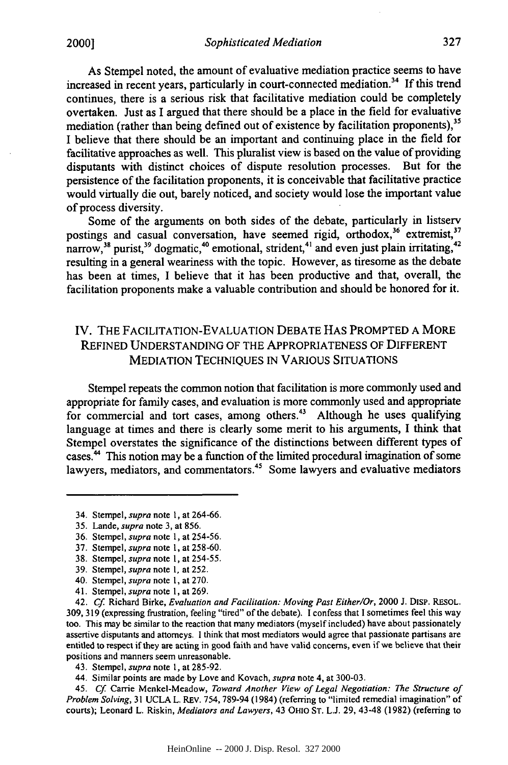As Stempel noted, the amount of evaluative mediation practice seems to have increased in recent years, particularly in court-connected mediation.[34] If this trend continues, there is a serious risk that facilitative mediation could be completely overtaken. Just as I argued that there should be a place in the field for evaluative mediation (rather than being defined out of existence by facilitation proponents),[35] I believe that there should be an important and continuing place in the field for facilitative approaches as well. This pluralist view is based on the value of providing disputants with distinct choices of dispute resolution processes. But for the persistence of the facilitation proponents, it is conceivable that facilitative practice would virtually die out, barely noticed, and society would lose the important value of process diversity.

Some of the arguments on both sides of the debate, particularly in listserv postings and casual conversation, have seemed rigid, orthodox,[36] extremist,[37] narrow,[38] purist,[39] dogmatic,[40] emotional, strident,[41] and even just plain irritating,[42] resulting in a general weariness with the topic. However, as tiresome as the debate has been at times, I believe that it has been productive and that, overall, the facilitation proponents make a valuable contribution and should be honored for it.

## IV. THE FACILITATION-EVALUATION DEBATE HAS PROMPTED A MORE REFINED UNDERSTANDING OF THE APPROPRIATENESS OF DIFFERENT MEDIATION TECHNIQUES IN VARIOUS SITUATIONS

Stempel repeats the common notion that facilitation is more commonly used and appropriate for family cases, and evaluation is more commonly used and appropriate for commercial and tort cases, among others.[43] Although he uses qualifying language at times and there is clearly some merit to his arguments, I think that Stempel overstates the significance of the distinctions between different types of cases.[44] This notion may be a function of the limited procedural imagination of some lawyers, mediators, and commentators.[45] Some lawyers and evaluative mediators

---

34. Stempel, *supra* note 1, at 264-66.
35. Lande, *supra* note 3, at 856.
36. Stempel, *supra* note 1, at 254-56.
37. Stempel, *supra* note 1, at 258-60.
38. Stempel, *supra* note 1, at 254-55.
39. Stempel, *supra* note 1, at 252.
40. Stempel, *supra* note 1, at 270.
41. Stempel, *supra* note 1, at 269.
42. *Cf.* Richard Birke, *Evaluation and Facilitation: Moving Past Either/Or*, 2000 J. DISP. RESOL. 309, 319 (expressing frustration, feeling "tired" of the debate). I confess that I sometimes feel this way too. This may be similar to the reaction that many mediators (myself included) have about passionately assertive disputants and attorneys. I think that most mediators would agree that passionate partisans are entitled to respect if they are acting in good faith and have valid concerns, even if we believe that their positions and manners seem unreasonable.
43. Stempel, *supra* note 1, at 285-92.
44. Similar points are made by Love and Kovach, *supra* note 4, at 300-03.
45. *Cf.* Carrie Menkel-Meadow, *Toward Another View of Legal Negotiation: The Structure of Problem Solving*, 31 UCLA L. REV. 754, 789-94 (1984) (referring to "limited remedial imagination" of courts); Leonard L. Riskin, *Mediators and Lawyers*, 43 OHIO ST. L.J. 29, 43-48 (1982) (referring to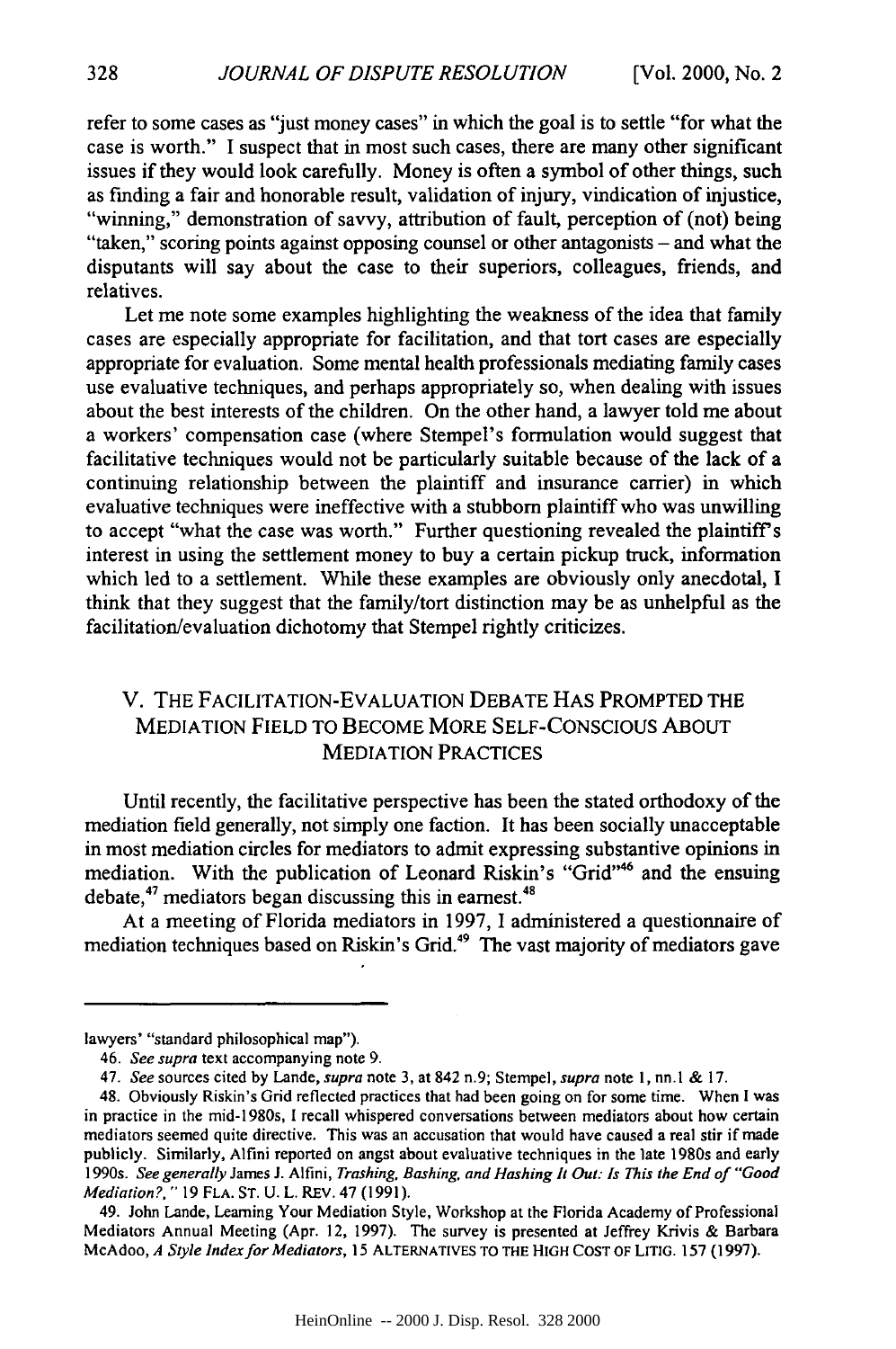refer to some cases as "just money cases" in which the goal is to settle "for what the case is worth." I suspect that in most such cases, there are many other significant issues if they would look carefully. Money is often a symbol of other things, such as finding a fair and honorable result, validation of injury, vindication of injustice, "winning," demonstration of savvy, attribution of fault, perception of (not) being "taken," scoring points against opposing counsel or other antagonists – and what the disputants will say about the case to their superiors, colleagues, friends, and relatives.

Let me note some examples highlighting the weakness of the idea that family cases are especially appropriate for facilitation, and that tort cases are especially appropriate for evaluation. Some mental health professionals mediating family cases use evaluative techniques, and perhaps appropriately so, when dealing with issues about the best interests of the children. On the other hand, a lawyer told me about a workers' compensation case (where Stempel's formulation would suggest that facilitative techniques would not be particularly suitable because of the lack of a continuing relationship between the plaintiff and insurance carrier) in which evaluative techniques were ineffective with a stubborn plaintiff who was unwilling to accept "what the case was worth." Further questioning revealed the plaintiff's interest in using the settlement money to buy a certain pickup truck, information which led to a settlement. While these examples are obviously only anecdotal, I think that they suggest that the family/tort distinction may be as unhelpful as the facilitation/evaluation dichotomy that Stempel rightly criticizes.

## V. The Facilitation-Evaluation Debate Has Prompted the Mediation Field to Become More Self-Conscious About Mediation Practices

Until recently, the facilitative perspective has been the stated orthodoxy of the mediation field generally, not simply one faction. It has been socially unacceptable in most mediation circles for mediators to admit expressing substantive opinions in mediation. With the publication of Leonard Riskin's "Grid"[46] and the ensuing debate,[47] mediators began discussing this in earnest.[48]

At a meeting of Florida mediators in 1997, I administered a questionnaire of mediation techniques based on Riskin's Grid.[49] The vast majority of mediators gave

---

lawyers' "standard philosophical map").

46. *See supra* text accompanying note 9.

47. *See* sources cited by Lande, *supra* note 3, at 842 n.9; Stempel, *supra* note 1, nn.1 & 17.

48. Obviously Riskin's Grid reflected practices that had been going on for some time. When I was in practice in the mid-1980s, I recall whispered conversations between mediators about how certain mediators seemed quite directive. This was an accusation that would have caused a real stir if made publicly. Similarly, Alfini reported on angst about evaluative techniques in the late 1980s and early 1990s. *See generally* James J. Alfini, *Trashing, Bashing, and Hashing It Out: Is This the End of "Good Mediation?,"* 19 FLA. ST. U. L. REV. 47 (1991).

49. John Lande, Learning Your Mediation Style, Workshop at the Florida Academy of Professional Mediators Annual Meeting (Apr. 12, 1997). The survey is presented at Jeffrey Krivis & Barbara McAdoo, *A Style Index for Mediators*, 15 ALTERNATIVES TO THE HIGH COST OF LITIG. 157 (1997).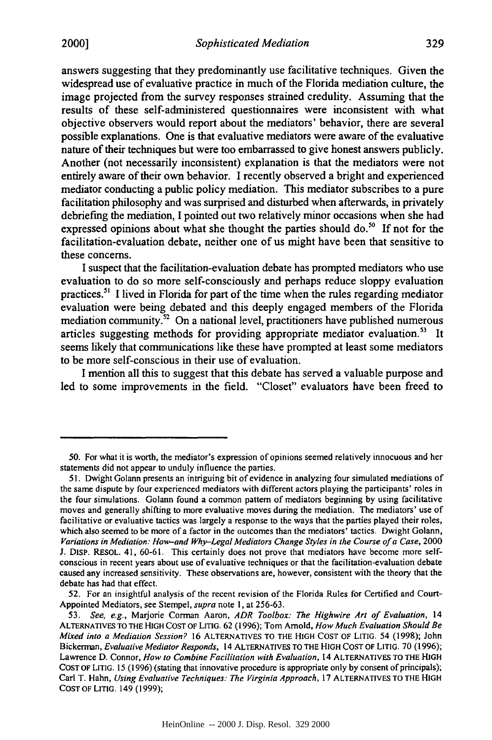answers suggesting that they predominantly use facilitative techniques. Given the widespread use of evaluative practice in much of the Florida mediation culture, the image projected from the survey responses strained credulity. Assuming that the results of these self-administered questionnaires were inconsistent with what objective observers would report about the mediators' behavior, there are several possible explanations. One is that evaluative mediators were aware of the evaluative nature of their techniques but were too embarrassed to give honest answers publicly. Another (not necessarily inconsistent) explanation is that the mediators were not entirely aware of their own behavior. I recently observed a bright and experienced mediator conducting a public policy mediation. This mediator subscribes to a pure facilitation philosophy and was surprised and disturbed when afterwards, in privately debriefing the mediation, I pointed out two relatively minor occasions when she had expressed opinions about what she thought the parties should do.[50] If not for the facilitation-evaluation debate, neither one of us might have been that sensitive to these concerns.

I suspect that the facilitation-evaluation debate has prompted mediators who use evaluation to do so more self-consciously and perhaps reduce sloppy evaluation practices.[51] I lived in Florida for part of the time when the rules regarding mediator evaluation were being debated and this deeply engaged members of the Florida mediation community.[52] On a national level, practitioners have published numerous articles suggesting methods for providing appropriate mediator evaluation.[53] It seems likely that communications like these have prompted at least some mediators to be more self-conscious in their use of evaluation.

I mention all this to suggest that this debate has served a valuable purpose and led to some improvements in the field. "Closet" evaluators have been freed to

---

50. For what it is worth, the mediator's expression of opinions seemed relatively innocuous and her statements did not appear to unduly influence the parties.

51. Dwight Golann presents an intriguing bit of evidence in analyzing four simulated mediations of the same dispute by four experienced mediators with different actors playing the participants' roles in the four simulations. Golann found a common pattern of mediators beginning by using facilitative moves and generally shifting to more evaluative moves during the mediation. The mediators' use of facilitative or evaluative tactics was largely a response to the ways that the parties played their roles, which also seemed to be more of a factor in the outcomes than the mediators' tactics. Dwight Golann, *Variations in Mediation: How–and Why–Legal Mediators Change Styles in the Course of a Case*, 2000 J. DISP. RESOL. 41, 60-61. This certainly does not prove that mediators have become more self-conscious in recent years about use of evaluative techniques or that the facilitation-evaluation debate caused any increased sensitivity. These observations are, however, consistent with the theory that the debate has had that effect.

52. For an insightful analysis of the recent revision of the Florida Rules for Certified and Court-Appointed Mediators, see Stempel, *supra* note 1, at 256-63.

53. *See, e.g.*, Marjorie Corman Aaron, *ADR Toolbox: The Highwire Art of Evaluation*, 14 ALTERNATIVES TO THE HIGH COST OF LITIG. 62 (1996); Tom Arnold, *How Much Evaluation Should Be Mixed into a Mediation Session?* 16 ALTERNATIVES TO THE HIGH COST OF LITIG. 54 (1998); John Bickerman, *Evaluative Mediator Responds*, 14 ALTERNATIVES TO THE HIGH COST OF LITIG. 70 (1996); Lawrence D. Connor, *How to Combine Facilitation with Evaluation*, 14 ALTERNATIVES TO THE HIGH COST OF LITIG. 15 (1996) (stating that innovative procedure is appropriate only by consent of principals); Carl T. Hahn, *Using Evaluative Techniques: The Virginia Approach*, 17 ALTERNATIVES TO THE HIGH COST OF LITIG. 149 (1999);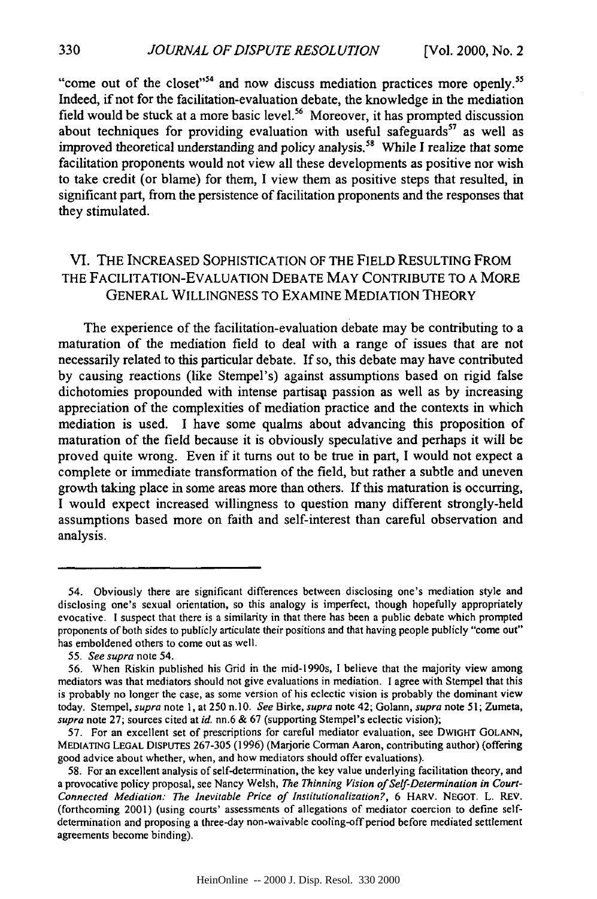"come out of the closet"[54] and now discuss mediation practices more openly.[55] Indeed, if not for the facilitation-evaluation debate, the knowledge in the mediation field would be stuck at a more basic level.[56] Moreover, it has prompted discussion about techniques for providing evaluation with useful safeguards[57] as well as improved theoretical understanding and policy analysis.[58] While I realize that some facilitation proponents would not view all these developments as positive nor wish to take credit (or blame) for them, I view them as positive steps that resulted, in significant part, from the persistence of facilitation proponents and the responses that they stimulated.

## VI. The Increased Sophistication of the Field Resulting From the Facilitation-Evaluation Debate May Contribute to a More General Willingness to Examine Mediation Theory

The experience of the facilitation-evaluation debate may be contributing to a maturation of the mediation field to deal with a range of issues that are not necessarily related to this particular debate. If so, this debate may have contributed by causing reactions (like Stempel's) against assumptions based on rigid false dichotomies propounded with intense partisan passion as well as by increasing appreciation of the complexities of mediation practice and the contexts in which mediation is used. I have some qualms about advancing this proposition of maturation of the field because it is obviously speculative and perhaps it will be proved quite wrong. Even if it turns out to be true in part, I would not expect a complete or immediate transformation of the field, but rather a subtle and uneven growth taking place in some areas more than others. If this maturation is occurring, I would expect increased willingness to question many different strongly-held assumptions based more on faith and self-interest than careful observation and analysis.

---

54. Obviously there are significant differences between disclosing one's mediation style and disclosing one's sexual orientation, so this analogy is imperfect, though hopefully appropriately evocative. I suspect that there is a similarity in that there has been a public debate which prompted proponents of both sides to publicly articulate their positions and that having people publicly "come out" has emboldened others to come out as well.

55. *See supra* note 54.

56. When Riskin published his Grid in the mid-1990s, I believe that the majority view among mediators was that mediators should not give evaluations in mediation. I agree with Stempel that this is probably no longer the case, as some version of his eclectic vision is probably the dominant view today. Stempel, *supra* note 1, at 250 n.10. *See* Birke, *supra* note 42; Golann, *supra* note 51; Zumeta, *supra* note 27; sources cited at *id.* nn.6 & 67 (supporting Stempel's eclectic vision);

57. For an excellent set of prescriptions for careful mediator evaluation, see DWIGHT GOLANN, MEDIATING LEGAL DISPUTES 267-305 (1996) (Marjorie Corman Aaron, contributing author) (offering good advice about whether, when, and how mediators should offer evaluations).

58. For an excellent analysis of self-determination, the key value underlying facilitation theory, and a provocative policy proposal, see Nancy Welsh, *The Thinning Vision of Self-Determination in Court-Connected Mediation: The Inevitable Price of Institutionalization?*, 6 HARV. NEGOT. L. REV. (forthcoming 2001) (using courts' assessments of allegations of mediator coercion to define self-determination and proposing a three-day non-waivable cooling-off period before mediated settlement agreements become binding).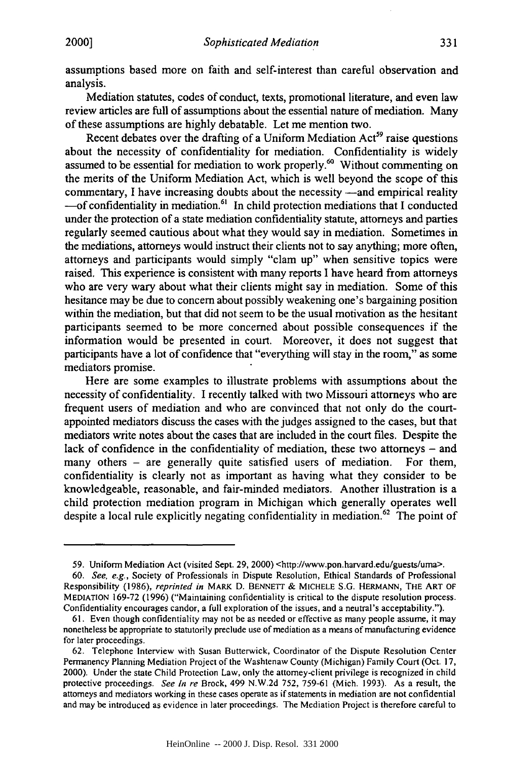assumptions based more on faith and self-interest than careful observation and analysis.

Mediation statutes, codes of conduct, texts, promotional literature, and even law review articles are full of assumptions about the essential nature of mediation. Many of these assumptions are highly debatable. Let me mention two.

Recent debates over the drafting of a Uniform Mediation Act[59] raise questions about the necessity of confidentiality for mediation. Confidentiality is widely assumed to be essential for mediation to work properly.[60] Without commenting on the merits of the Uniform Mediation Act, which is well beyond the scope of this commentary, I have increasing doubts about the necessity —and empirical reality —of confidentiality in mediation.[61] In child protection mediations that I conducted under the protection of a state mediation confidentiality statute, attorneys and parties regularly seemed cautious about what they would say in mediation. Sometimes in the mediations, attorneys would instruct their clients not to say anything; more often, attorneys and participants would simply "clam up" when sensitive topics were raised. This experience is consistent with many reports I have heard from attorneys who are very wary about what their clients might say in mediation. Some of this hesitance may be due to concern about possibly weakening one's bargaining position within the mediation, but that did not seem to be the usual motivation as the hesitant participants seemed to be more concerned about possible consequences if the information would be presented in court. Moreover, it does not suggest that participants have a lot of confidence that "everything will stay in the room," as some mediators promise.

Here are some examples to illustrate problems with assumptions about the necessity of confidentiality. I recently talked with two Missouri attorneys who are frequent users of mediation and who are convinced that not only do the court-appointed mediators discuss the cases with the judges assigned to the cases, but that mediators write notes about the cases that are included in the court files. Despite the lack of confidence in the confidentiality of mediation, these two attorneys – and many others – are generally quite satisfied users of mediation. For them, confidentiality is clearly not as important as having what they consider to be knowledgeable, reasonable, and fair-minded mediators. Another illustration is a child protection mediation program in Michigan which generally operates well despite a local rule explicitly negating confidentiality in mediation.[62] The point of

---

59. Uniform Mediation Act (visited Sept. 29, 2000) <http://www.pon.harvard.edu/guests/uma>.

60. *See, e.g.*, Society of Professionals in Dispute Resolution, Ethical Standards of Professional Responsibility (1986), *reprinted in* MARK D. BENNETT & MICHELE S.G. HERMANN, THE ART OF MEDIATION 169-72 (1996) ("Maintaining confidentiality is critical to the dispute resolution process. Confidentiality encourages candor, a full exploration of the issues, and a neutral's acceptability.").

61. Even though confidentiality may not be as needed or effective as many people assume, it may nonetheless be appropriate to statutorily preclude use of mediation as a means of manufacturing evidence for later proceedings.

62. Telephone Interview with Susan Butterwick, Coordinator of the Dispute Resolution Center Permanency Planning Mediation Project of the Washtenaw County (Michigan) Family Court (Oct. 17, 2000). Under the state Child Protection Law, only the attorney-client privilege is recognized in child protective proceedings. *See In re* Brock, 499 N.W.2d 752, 759-61 (Mich. 1993). As a result, the attorneys and mediators working in these cases operate as if statements in mediation are not confidential and may be introduced as evidence in later proceedings. The Mediation Project is therefore careful to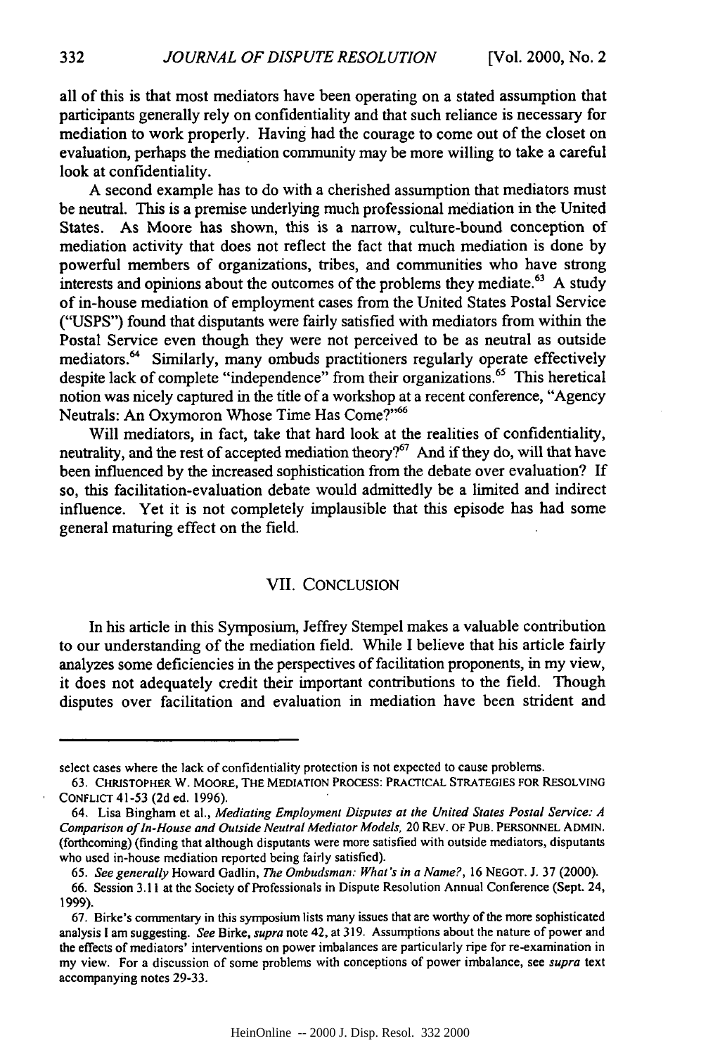all of this is that most mediators have been operating on a stated assumption that participants generally rely on confidentiality and that such reliance is necessary for mediation to work properly. Having had the courage to come out of the closet on evaluation, perhaps the mediation community may be more willing to take a careful look at confidentiality.

A second example has to do with a cherished assumption that mediators must be neutral. This is a premise underlying much professional mediation in the United States. As Moore has shown, this is a narrow, culture-bound conception of mediation activity that does not reflect the fact that much mediation is done by powerful members of organizations, tribes, and communities who have strong interests and opinions about the outcomes of the problems they mediate.[63] A study of in-house mediation of employment cases from the United States Postal Service ("USPS") found that disputants were fairly satisfied with mediators from within the Postal Service even though they were not perceived to be as neutral as outside mediators.[64] Similarly, many ombuds practitioners regularly operate effectively despite lack of complete "independence" from their organizations.[65] This heretical notion was nicely captured in the title of a workshop at a recent conference, "Agency Neutrals: An Oxymoron Whose Time Has Come?"[66]

Will mediators, in fact, take that hard look at the realities of confidentiality, neutrality, and the rest of accepted mediation theory?[67] And if they do, will that have been influenced by the increased sophistication from the debate over evaluation? If so, this facilitation-evaluation debate would admittedly be a limited and indirect influence. Yet it is not completely implausible that this episode has had some general maturing effect on the field.

## VII. CONCLUSION

In his article in this Symposium, Jeffrey Stempel makes a valuable contribution to our understanding of the mediation field. While I believe that his article fairly analyzes some deficiencies in the perspectives of facilitation proponents, in my view, it does not adequately credit their important contributions to the field. Though disputes over facilitation and evaluation in mediation have been strident and

---

select cases where the lack of confidentiality protection is not expected to cause problems.

63. CHRISTOPHER W. MOORE, THE MEDIATION PROCESS: PRACTICAL STRATEGIES FOR RESOLVING CONFLICT 41-53 (2d ed. 1996).

64. Lisa Bingham et al., *Mediating Employment Disputes at the United States Postal Service: A Comparison of In-House and Outside Neutral Mediator Models*, 20 REV. OF PUB. PERSONNEL ADMIN. (forthcoming) (finding that although disputants were more satisfied with outside mediators, disputants who used in-house mediation reported being fairly satisfied).

65. *See generally* Howard Gadlin, *The Ombudsman: What's in a Name?*, 16 NEGOT. J. 37 (2000).

66. Session 3.11 at the Society of Professionals in Dispute Resolution Annual Conference (Sept. 24, 1999).

67. Birke's commentary in this symposium lists many issues that are worthy of the more sophisticated analysis I am suggesting. *See* Birke, *supra* note 42, at 319. Assumptions about the nature of power and the effects of mediators' interventions on power imbalances are particularly ripe for re-examination in my view. For a discussion of some problems with conceptions of power imbalance, see *supra* text accompanying notes 29-33.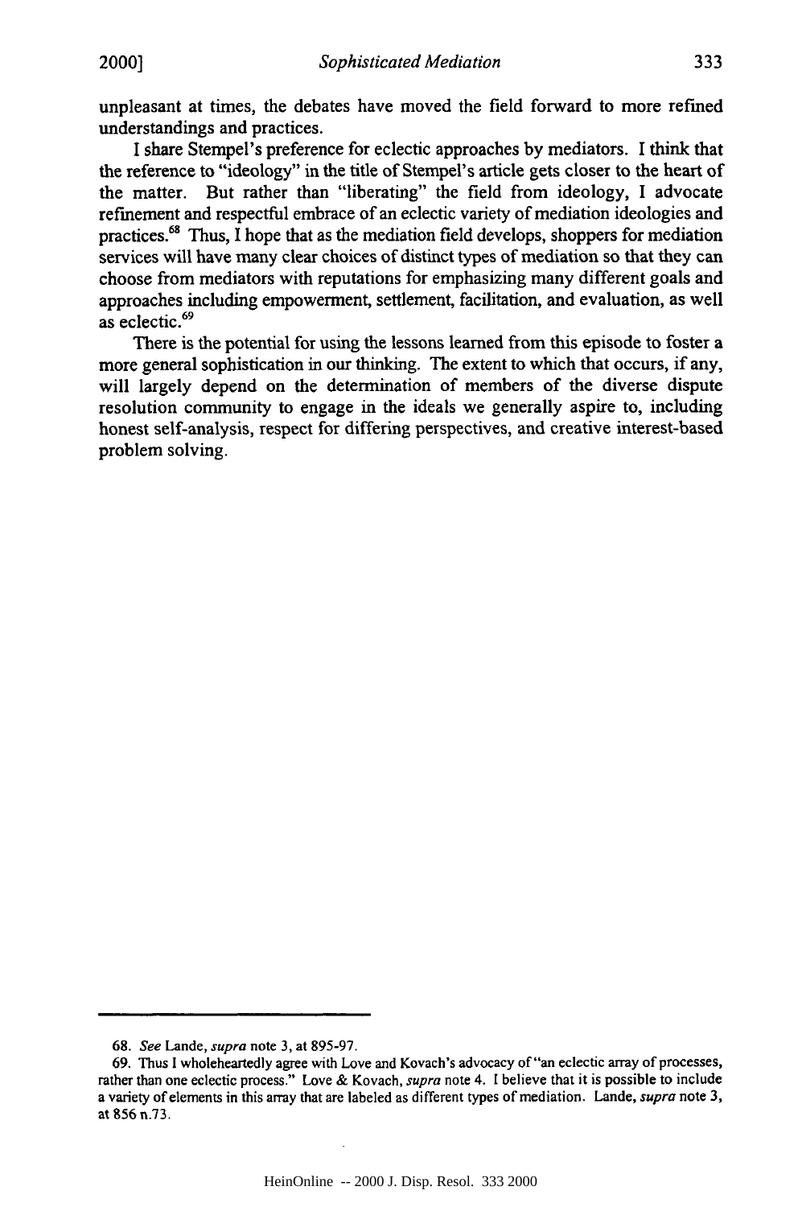unpleasant at times, the debates have moved the field forward to more refined understandings and practices.

I share Stempel's preference for eclectic approaches by mediators. I think that the reference to "ideology" in the title of Stempel's article gets closer to the heart of the matter. But rather than "liberating" the field from ideology, I advocate refinement and respectful embrace of an eclectic variety of mediation ideologies and practices.[68] Thus, I hope that as the mediation field develops, shoppers for mediation services will have many clear choices of distinct types of mediation so that they can choose from mediators with reputations for emphasizing many different goals and approaches including empowerment, settlement, facilitation, and evaluation, as well as eclectic.[69]

There is the potential for using the lessons learned from this episode to foster a more general sophistication in our thinking. The extent to which that occurs, if any, will largely depend on the determination of members of the diverse dispute resolution community to engage in the ideals we generally aspire to, including honest self-analysis, respect for differing perspectives, and creative interest-based problem solving.

---

68. *See* Lande, *supra* note 3, at 895-97.

69. Thus I wholeheartedly agree with Love and Kovach's advocacy of "an eclectic array of processes, rather than one eclectic process." Love & Kovach, *supra* note 4. I believe that it is possible to include a variety of elements in this array that are labeled as different types of mediation. Lande, *supra* note 3, at 856 n.73.